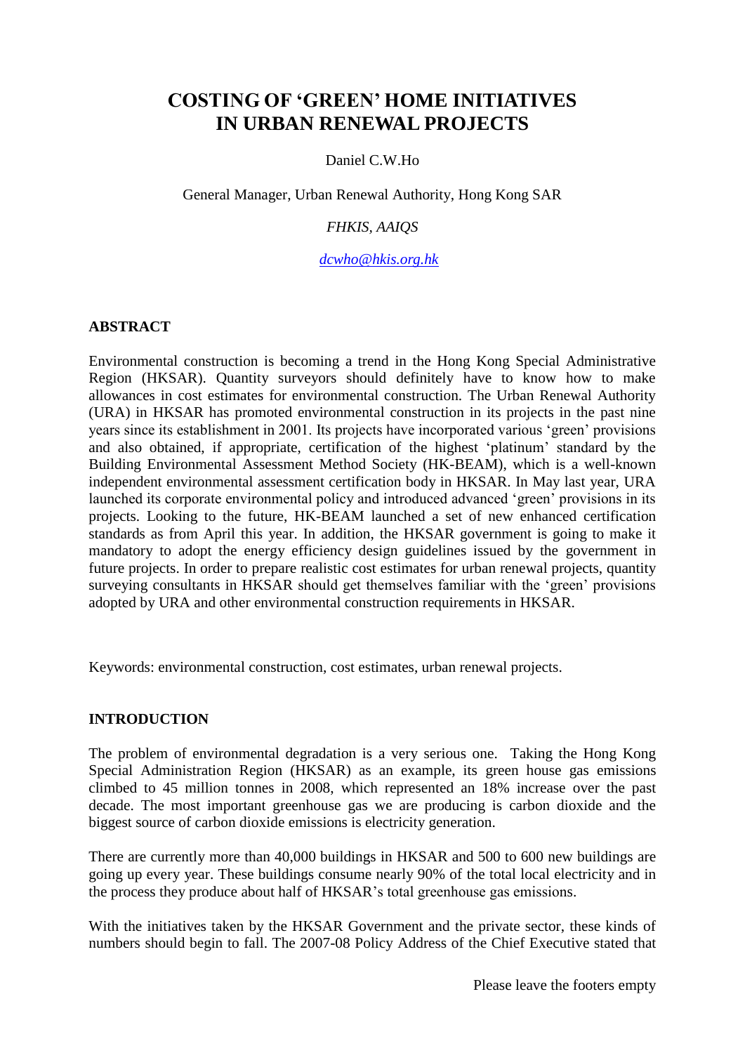# COSTING OF 'GREEN' HOME INITIATIVES IN URBAN RENEWAL PROJECTS

Daniel C.W.Ho

General Manager, Urban Renewal Authority, Hong Kong SAR

*FHKIS, AAIQS*

[dcwho@hkis.org.hk](mailto:dcwho@hkis.org.hk)

## ABSTRACT

Environmental construction is becoming a trend in the Hong Kong Special Administrative Region (HKSAR). Quantity surveyors should definitely have to know how to make allowances in cost estimates for environmental construction. The Urban Renewal Authority (URA) in HKSAR has promoted environmental construction in its projects in the past nine years since its establishment in 2001. Its projects have incorporated various 'green' provisions and also obtained, if appropriate, certification of the highest 'platinum' standard by the Building Environmental Assessment Method Society (HK-BEAM), which is a well-known independent environmental assessment certification body in HKSAR. In May last year, URA launched its corporate environmental policy and introduced advanced 'green' provisions in its projects. Looking to the future, HK-BEAM launched a set of new enhanced certification standards as from April this year. In addition, the HKSAR government is going to make it mandatory to adopt the energy efficiency design guidelines issued by the government in future projects. In order to prepare realistic cost estimates for urban renewal projects, quantity surveying consultants in HKSAR should get themselves familiar with the 'green' provisions adopted by URA and other environmental construction requirements in HKSAR.

Keywords: environmental construction, cost estimates, urban renewal projects.

## INTRODUCTION

The problem of environmental degradation is a very serious one. Taking the Hong Kong Special Administration Region (HKSAR) as an example, its green house gas emissions climbed to 45 million tonnes in 2008, which represented an 18% increase over the past decade. The most important greenhouse gas we are producing is carbon dioxide and the biggest source of carbon dioxide emissions is electricity generation.

There are currently more than 40,000 buildings in HKSAR and 500 to 600 new buildings are going up every year. These buildings consume nearly 90% of the total local electricity and in the process they produce about half of HKSAR's total greenhouse gas emissions.

With the initiatives taken by the HKSAR Government and the private sector, these kinds of numbers should begin to fall. The 2007-08 Policy Address of the Chief Executive stated that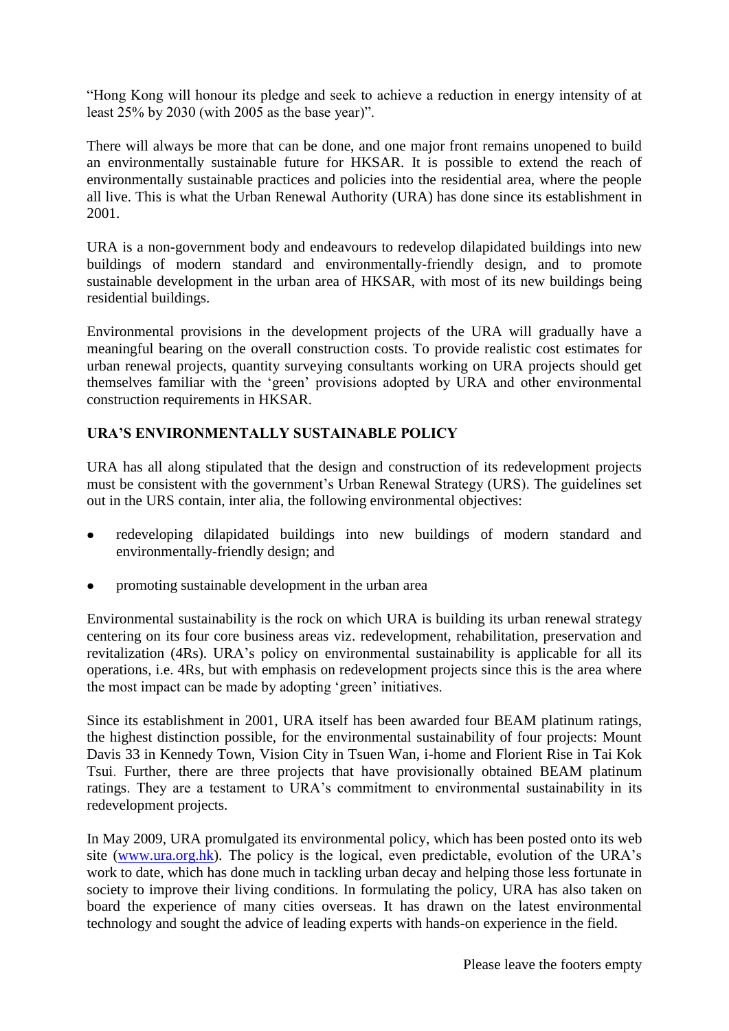"Hong Kong will honour its pledge and seek to achieve a reduction in energy intensity of at least 25% by 2030 (with 2005 as the base year)".

There will always be more that can be done, and one major front remains unopened to build an environmentally sustainable future for HKSAR. It is possible to extend the reach of environmentally sustainable practices and policies into the residential area, where the people all live. This is what the Urban Renewal Authority (URA) has done since its establishment in 2001.

URA is a non-government body and endeavours to redevelop dilapidated buildings into new buildings of modern standard and environmentally-friendly design, and to promote sustainable development in the urban area of HKSAR, with most of its new buildings being residential buildings.

Environmental provisions in the development projects of the URA will gradually have a meaningful bearing on the overall construction costs. To provide realistic cost estimates for urban renewal projects, quantity surveying consultants working on URA projects should get themselves familiar with the 'green' provisions adopted by URA and other environmental construction requirements in HKSAR.

**URA'S ENVIRONMENTALLY SUSTAINABLE POLICY**

URA has all along stipulated that the design and construction of its redevelopment projects must be consistent with the government's Urban Renewal Strategy (URS). The guidelines set out in the URS contain, inter alia, the following environmental objectives:

- redeveloping dilapidated buildings into new buildings of modern standard and environmentally-friendly design; and
- promoting sustainable development in the urban area

Environmental sustainability is the rock on which URA is building its urban renewal strategy centering on its four core business areas viz. redevelopment, rehabilitation, preservation and revitalization (4Rs). URA's policy on environmental sustainability is applicable for all its operations, i.e. 4Rs, but with emphasis on redevelopment projects since this is the area where the most impact can be made by adopting 'green' initiatives.

Since its establishment in 2001, URA itself has been awarded four BEAM platinum ratings, the highest distinction possible, for the environmental sustainability of four projects: Mount Davis 33 in Kennedy Town, Vision City in Tsuen Wan, i-home and Florient Rise in Tai Kok Tsui. Further, there are three projects that have provisionally obtained BEAM platinum ratings. They are a testament to URA's commitment to environmental sustainability in its redevelopment projects.

In May 2009, URA promulgated its environmental policy, which has been posted onto its web site ([www.ura.org.hk](http://www.ura.org.hk)). The policy is the logical, even predictable, evolution of the URA's work to date, which has done much in tackling urban decay and helping those less fortunate in society to improve their living conditions. In formulating the policy, URA has also taken on board the experience of many cities overseas. It has drawn on the latest environmental technology and sought the advice of leading experts with hands-on experience in the field.

Please leave the footers empty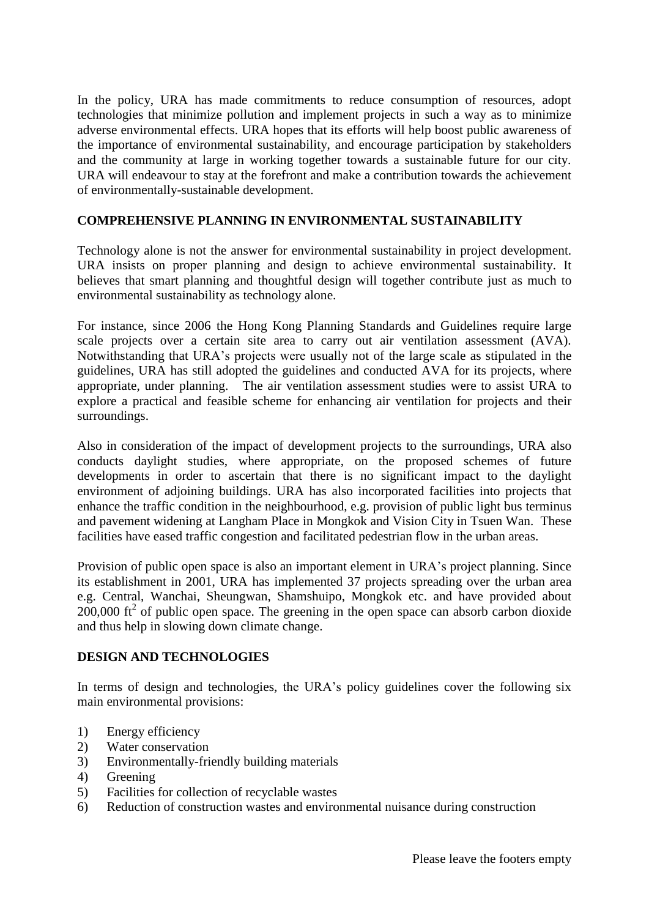In the policy, URA has made commitments to reduce consumption of resources, adopt technologies that minimize pollution and implement projects in such a way as to minimize adverse environmental effects. URA hopes that its efforts will help boost public awareness of the importance of environmental sustainability, and encourage participation by stakeholders and the community at large in working together towards a sustainable future for our city. URA will endeavour to stay at the forefront and make a contribution towards the achievement of environmentally-sustainable development.

## COMPREHENSIVE PLANNING IN ENVIRONMENTAL SUSTAINABILITY

Technology alone is not the answer for environmental sustainability in project development. URA insists on proper planning and design to achieve environmental sustainability. It believes that smart planning and thoughtful design will together contribute just as much to environmental sustainability as technology alone.

For instance, since 2006 the Hong Kong Planning Standards and Guidelines require large scale projects over a certain site area to carry out air ventilation assessment (AVA). Notwithstanding that URA's projects were usually not of the large scale as stipulated in the guidelines, URA has still adopted the guidelines and conducted AVA for its projects, where appropriate, under planning. The air ventilation assessment studies were to assist URA to explore a practical and feasible scheme for enhancing air ventilation for projects and their surroundings.

Also in consideration of the impact of development projects to the surroundings, URA also conducts daylight studies, where appropriate, on the proposed schemes of future developments in order to ascertain that there is no significant impact to the daylight environment of adjoining buildings. URA has also incorporated facilities into projects that enhance the traffic condition in the neighbourhood, e.g. provision of public light bus terminus and pavement widening at Langham Place in Mongkok and Vision City in Tsuen Wan. These facilities have eased traffic congestion and facilitated pedestrian flow in the urban areas.

Provision of public open space is also an important element in URA's project planning. Since its establishment in 2001, URA has implemented 37 projects spreading over the urban area e.g. Central, Wanchai, Sheungwan, Shamshuipo, Mongkok etc. and have provided about 200,000 $ft^2$ of public open space. The greening in the open space can absorb carbon dioxide and thus help in slowing down climate change.

## DESIGN AND TECHNOLOGIES

In terms of design and technologies, the URA's policy guidelines cover the following six main environmental provisions:

1) Energy efficiency
2) Water conservation
3) Environmentally-friendly building materials
4) Greening
5) Facilities for collection of recyclable wastes
6) Reduction of construction wastes and environmental nuisance during construction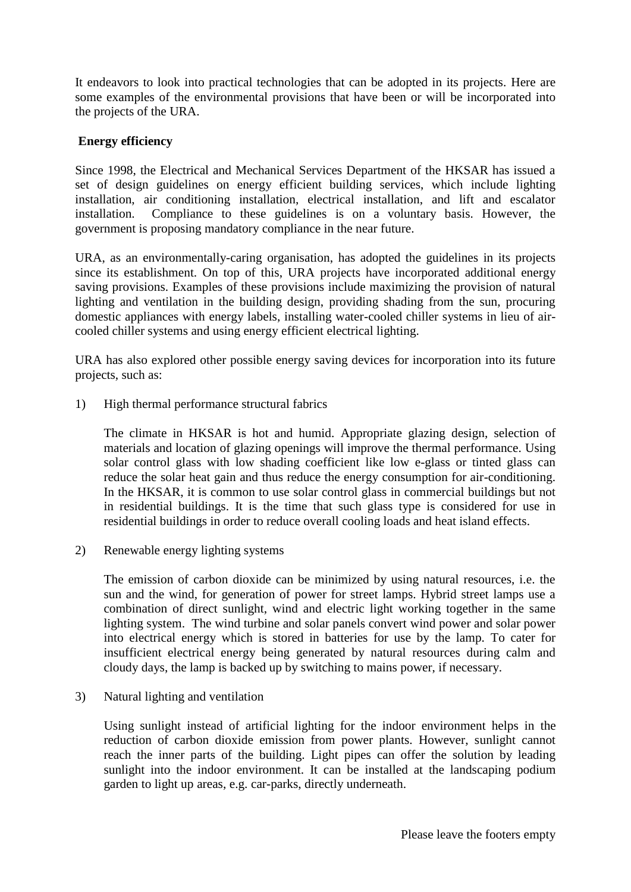It endeavors to look into practical technologies that can be adopted in its projects. Here are some examples of the environmental provisions that have been or will be incorporated into the projects of the URA.

**Energy efficiency**

Since 1998, the Electrical and Mechanical Services Department of the HKSAR has issued a set of design guidelines on energy efficient building services, which include lighting installation, air conditioning installation, electrical installation, and lift and escalator installation. Compliance to these guidelines is on a voluntary basis. However, the government is proposing mandatory compliance in the near future.

URA, as an environmentally-caring organisation, has adopted the guidelines in its projects since its establishment. On top of this, URA projects have incorporated additional energy saving provisions. Examples of these provisions include maximizing the provision of natural lighting and ventilation in the building design, providing shading from the sun, procuring domestic appliances with energy labels, installing water-cooled chiller systems in lieu of air-cooled chiller systems and using energy efficient electrical lighting.

URA has also explored other possible energy saving devices for incorporation into its future projects, such as:

1) High thermal performance structural fabrics

   The climate in HKSAR is hot and humid. Appropriate glazing design, selection of materials and location of glazing openings will improve the thermal performance. Using solar control glass with low shading coefficient like low e-glass or tinted glass can reduce the solar heat gain and thus reduce the energy consumption for air-conditioning. In the HKSAR, it is common to use solar control glass in commercial buildings but not in residential buildings. It is the time that such glass type is considered for use in residential buildings in order to reduce overall cooling loads and heat island effects.

2) Renewable energy lighting systems

   The emission of carbon dioxide can be minimized by using natural resources, i.e. the sun and the wind, for generation of power for street lamps. Hybrid street lamps use a combination of direct sunlight, wind and electric light working together in the same lighting system. The wind turbine and solar panels convert wind power and solar power into electrical energy which is stored in batteries for use by the lamp. To cater for insufficient electrical energy being generated by natural resources during calm and cloudy days, the lamp is backed up by switching to mains power, if necessary.

3) Natural lighting and ventilation

   Using sunlight instead of artificial lighting for the indoor environment helps in the reduction of carbon dioxide emission from power plants. However, sunlight cannot reach the inner parts of the building. Light pipes can offer the solution by leading sunlight into the indoor environment. It can be installed at the landscaping podium garden to light up areas, e.g. car-parks, directly underneath.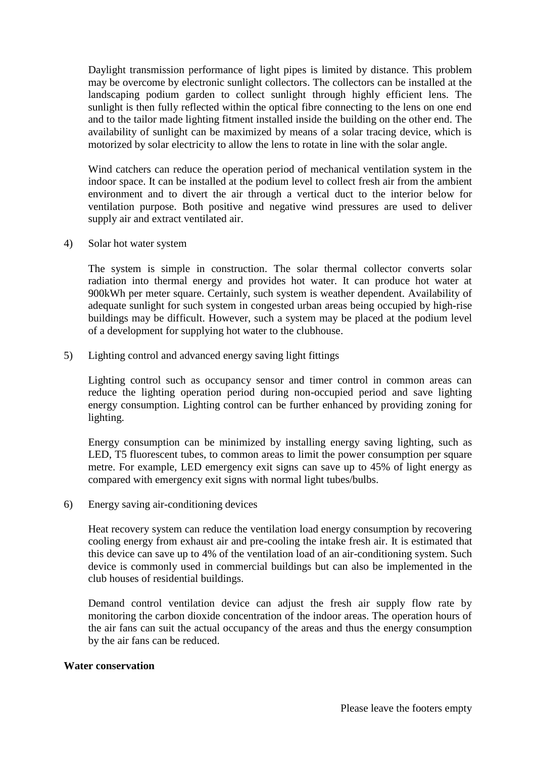Daylight transmission performance of light pipes is limited by distance. This problem may be overcome by electronic sunlight collectors. The collectors can be installed at the landscaping podium garden to collect sunlight through highly efficient lens. The sunlight is then fully reflected within the optical fibre connecting to the lens on one end and to the tailor made lighting fitment installed inside the building on the other end. The availability of sunlight can be maximized by means of a solar tracing device, which is motorized by solar electricity to allow the lens to rotate in line with the solar angle.

Wind catchers can reduce the operation period of mechanical ventilation system in the indoor space. It can be installed at the podium level to collect fresh air from the ambient environment and to divert the air through a vertical duct to the interior below for ventilation purpose. Both positive and negative wind pressures are used to deliver supply air and extract ventilated air.

4) Solar hot water system

The system is simple in construction. The solar thermal collector converts solar radiation into thermal energy and provides hot water. It can produce hot water at 900kWh per meter square. Certainly, such system is weather dependent. Availability of adequate sunlight for such system in congested urban areas being occupied by high-rise buildings may be difficult. However, such a system may be placed at the podium level of a development for supplying hot water to the clubhouse.

5) Lighting control and advanced energy saving light fittings

Lighting control such as occupancy sensor and timer control in common areas can reduce the lighting operation period during non-occupied period and save lighting energy consumption. Lighting control can be further enhanced by providing zoning for lighting.

Energy consumption can be minimized by installing energy saving lighting, such as LED, T5 fluorescent tubes, to common areas to limit the power consumption per square metre. For example, LED emergency exit signs can save up to 45% of light energy as compared with emergency exit signs with normal light tubes/bulbs.

6) Energy saving air-conditioning devices

Heat recovery system can reduce the ventilation load energy consumption by recovering cooling energy from exhaust air and pre-cooling the intake fresh air. It is estimated that this device can save up to 4% of the ventilation load of an air-conditioning system. Such device is commonly used in commercial buildings but can also be implemented in the club houses of residential buildings.

Demand control ventilation device can adjust the fresh air supply flow rate by monitoring the carbon dioxide concentration of the indoor areas. The operation hours of the air fans can suit the actual occupancy of the areas and thus the energy consumption by the air fans can be reduced.

**Water conservation**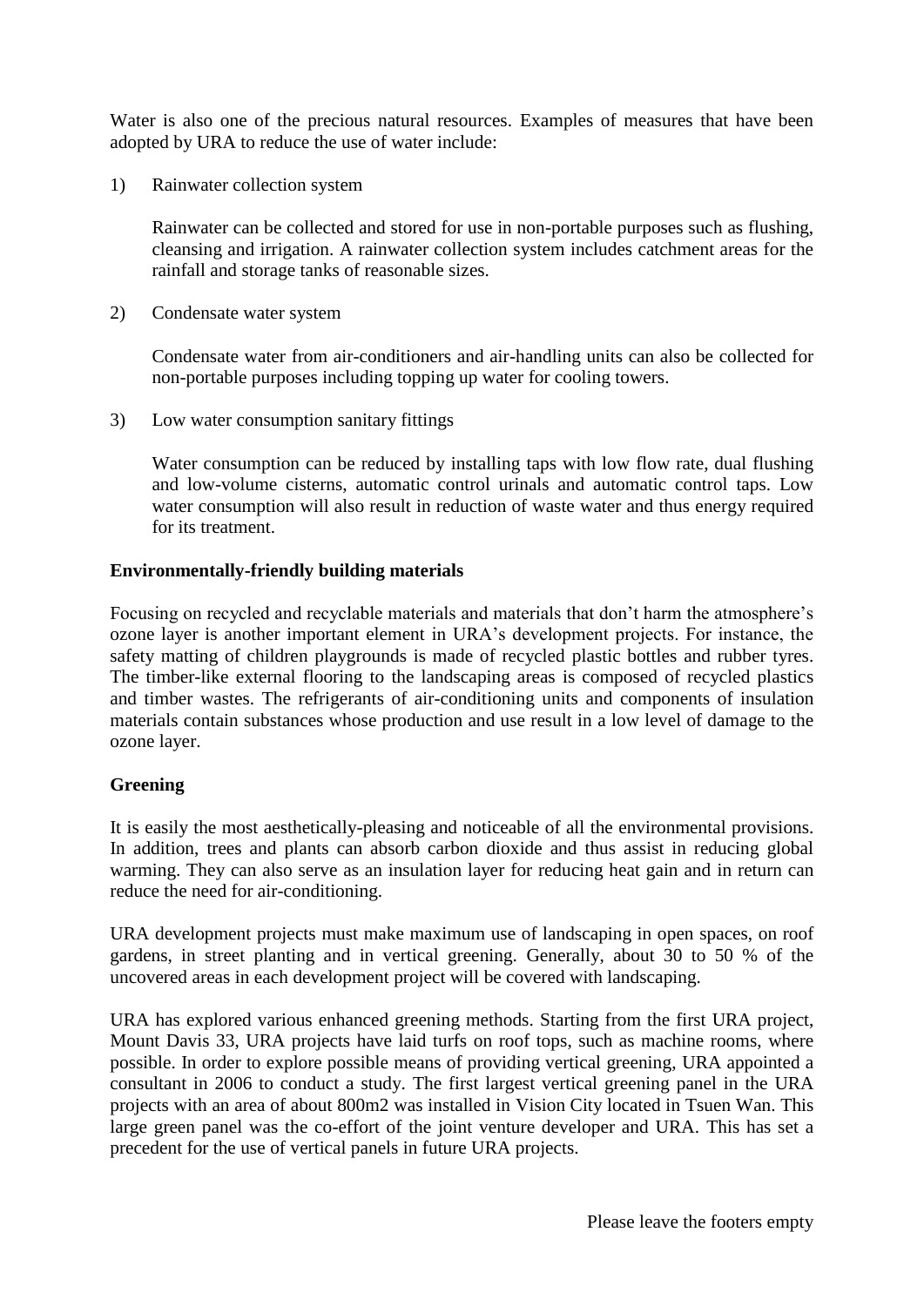Water is also one of the precious natural resources. Examples of measures that have been adopted by URA to reduce the use of water include:

1) Rainwater collection system

   Rainwater can be collected and stored for use in non-portable purposes such as flushing, cleansing and irrigation. A rainwater collection system includes catchment areas for the rainfall and storage tanks of reasonable sizes.

2) Condensate water system

   Condensate water from air-conditioners and air-handling units can also be collected for non-portable purposes including topping up water for cooling towers.

3) Low water consumption sanitary fittings

   Water consumption can be reduced by installing taps with low flow rate, dual flushing and low-volume cisterns, automatic control urinals and automatic control taps. Low water consumption will also result in reduction of waste water and thus energy required for its treatment.

**Environmentally-friendly building materials**

Focusing on recycled and recyclable materials and materials that don't harm the atmosphere's ozone layer is another important element in URA's development projects. For instance, the safety matting of children playgrounds is made of recycled plastic bottles and rubber tyres. The timber-like external flooring to the landscaping areas is composed of recycled plastics and timber wastes. The refrigerants of air-conditioning units and components of insulation materials contain substances whose production and use result in a low level of damage to the ozone layer.

**Greening**

It is easily the most aesthetically-pleasing and noticeable of all the environmental provisions. In addition, trees and plants can absorb carbon dioxide and thus assist in reducing global warming. They can also serve as an insulation layer for reducing heat gain and in return can reduce the need for air-conditioning.

URA development projects must make maximum use of landscaping in open spaces, on roof gardens, in street planting and in vertical greening. Generally, about 30 to 50 % of the uncovered areas in each development project will be covered with landscaping.

URA has explored various enhanced greening methods. Starting from the first URA project, Mount Davis 33, URA projects have laid turfs on roof tops, such as machine rooms, where possible. In order to explore possible means of providing vertical greening, URA appointed a consultant in 2006 to conduct a study. The first largest vertical greening panel in the URA projects with an area of about 800m2 was installed in Vision City located in Tsuen Wan. This large green panel was the co-effort of the joint venture developer and URA. This has set a precedent for the use of vertical panels in future URA projects.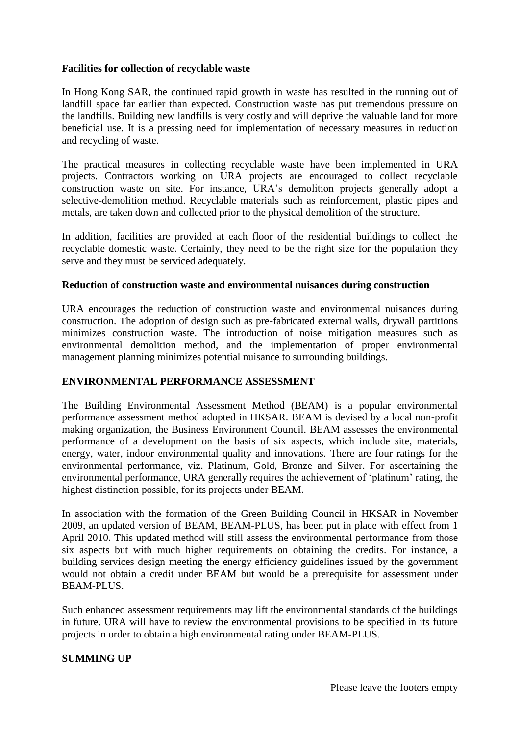**Facilities for collection of recyclable waste**

In Hong Kong SAR, the continued rapid growth in waste has resulted in the running out of landfill space far earlier than expected. Construction waste has put tremendous pressure on the landfills. Building new landfills is very costly and will deprive the valuable land for more beneficial use. It is a pressing need for implementation of necessary measures in reduction and recycling of waste.

The practical measures in collecting recyclable waste have been implemented in URA projects. Contractors working on URA projects are encouraged to collect recyclable construction waste on site. For instance, URA's demolition projects generally adopt a selective-demolition method. Recyclable materials such as reinforcement, plastic pipes and metals, are taken down and collected prior to the physical demolition of the structure.

In addition, facilities are provided at each floor of the residential buildings to collect the recyclable domestic waste. Certainly, they need to be the right size for the population they serve and they must be serviced adequately.

**Reduction of construction waste and environmental nuisances during construction**

URA encourages the reduction of construction waste and environmental nuisances during construction. The adoption of design such as pre-fabricated external walls, drywall partitions minimizes construction waste. The introduction of noise mitigation measures such as environmental demolition method, and the implementation of proper environmental management planning minimizes potential nuisance to surrounding buildings.

## ENVIRONMENTAL PERFORMANCE ASSESSMENT

The Building Environmental Assessment Method (BEAM) is a popular environmental performance assessment method adopted in HKSAR. BEAM is devised by a local non-profit making organization, the Business Environment Council. BEAM assesses the environmental performance of a development on the basis of six aspects, which include site, materials, energy, water, indoor environmental quality and innovations. There are four ratings for the environmental performance, viz. Platinum, Gold, Bronze and Silver. For ascertaining the environmental performance, URA generally requires the achievement of 'platinum' rating, the highest distinction possible, for its projects under BEAM.

In association with the formation of the Green Building Council in HKSAR in November 2009, an updated version of BEAM, BEAM-PLUS, has been put in place with effect from 1 April 2010. This updated method will still assess the environmental performance from those six aspects but with much higher requirements on obtaining the credits. For instance, a building services design meeting the energy efficiency guidelines issued by the government would not obtain a credit under BEAM but would be a prerequisite for assessment under BEAM-PLUS.

Such enhanced assessment requirements may lift the environmental standards of the buildings in future. URA will have to review the environmental provisions to be specified in its future projects in order to obtain a high environmental rating under BEAM-PLUS.

## SUMMING UP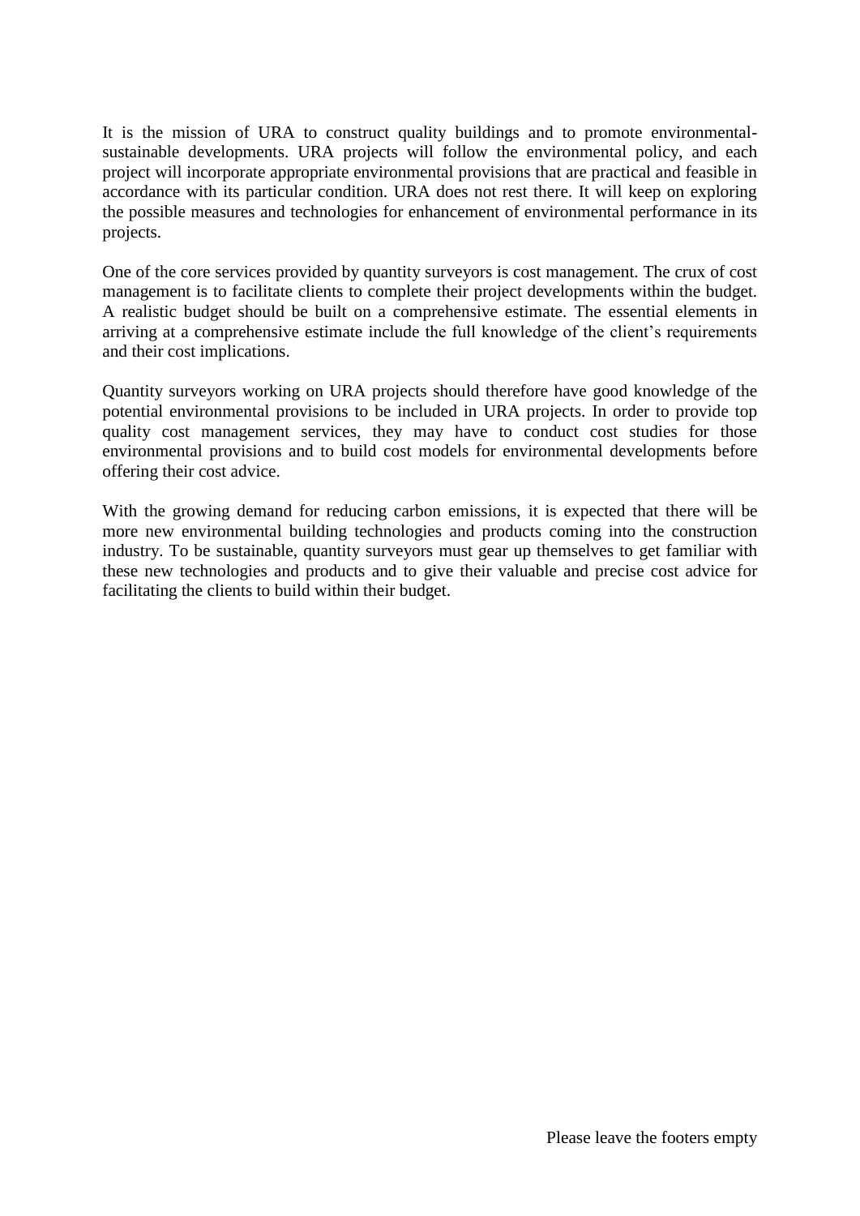It is the mission of URA to construct quality buildings and to promote environmental-sustainable developments. URA projects will follow the environmental policy, and each project will incorporate appropriate environmental provisions that are practical and feasible in accordance with its particular condition. URA does not rest there. It will keep on exploring the possible measures and technologies for enhancement of environmental performance in its projects.

One of the core services provided by quantity surveyors is cost management. The crux of cost management is to facilitate clients to complete their project developments within the budget. A realistic budget should be built on a comprehensive estimate. The essential elements in arriving at a comprehensive estimate include the full knowledge of the client's requirements and their cost implications.

Quantity surveyors working on URA projects should therefore have good knowledge of the potential environmental provisions to be included in URA projects. In order to provide top quality cost management services, they may have to conduct cost studies for those environmental provisions and to build cost models for environmental developments before offering their cost advice.

With the growing demand for reducing carbon emissions, it is expected that there will be more new environmental building technologies and products coming into the construction industry. To be sustainable, quantity surveyors must gear up themselves to get familiar with these new technologies and products and to give their valuable and precise cost advice for facilitating the clients to build within their budget.